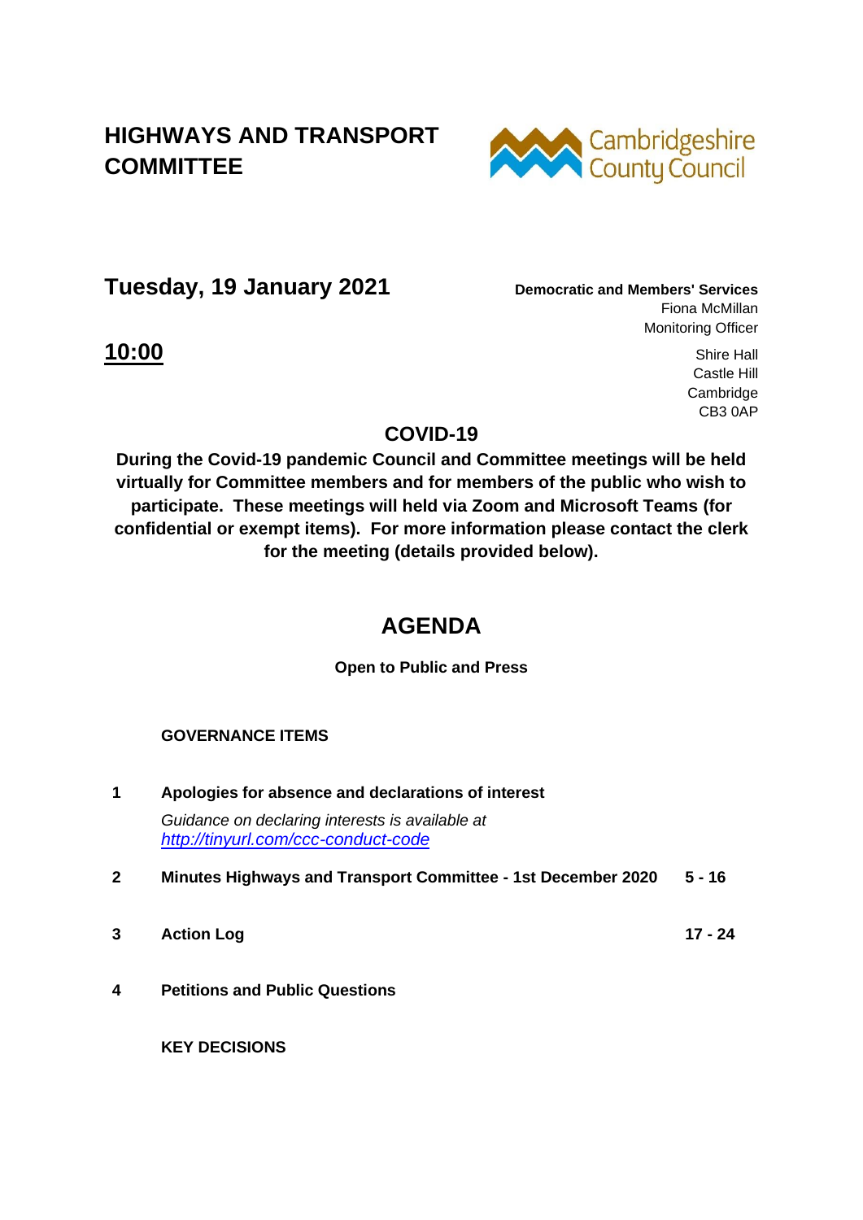# HIGHWAYS AND TRANSPORT COMMITTEE

Cambridgeshire County Council

## Tuesday, 19 January 2021

**Democratic and Members' Services**
Fiona McMillan
Monitoring Officer

## 10:00

Shire Hall
Castle Hill
Cambridge
CB3 0AP

### COVID-19

**During the Covid-19 pandemic Council and Committee meetings will be held virtually for Committee members and for members of the public who wish to participate. These meetings will held via Zoom and Microsoft Teams (for confidential or exempt items). For more information please contact the clerk for the meeting (details provided below).**

## AGENDA

**Open to Public and Press**

**GOVERNANCE ITEMS**

**1 Apologies for absence and declarations of interest**

*Guidance on declaring interests is available at [http://tinyurl.com/ccc-conduct-code](http://tinyurl.com/ccc-conduct-code)*

**2 Minutes Highways and Transport Committee - 1st December 2020** — **5 - 16**

**3 Action Log** — **17 - 24**

**4 Petitions and Public Questions**

**KEY DECISIONS**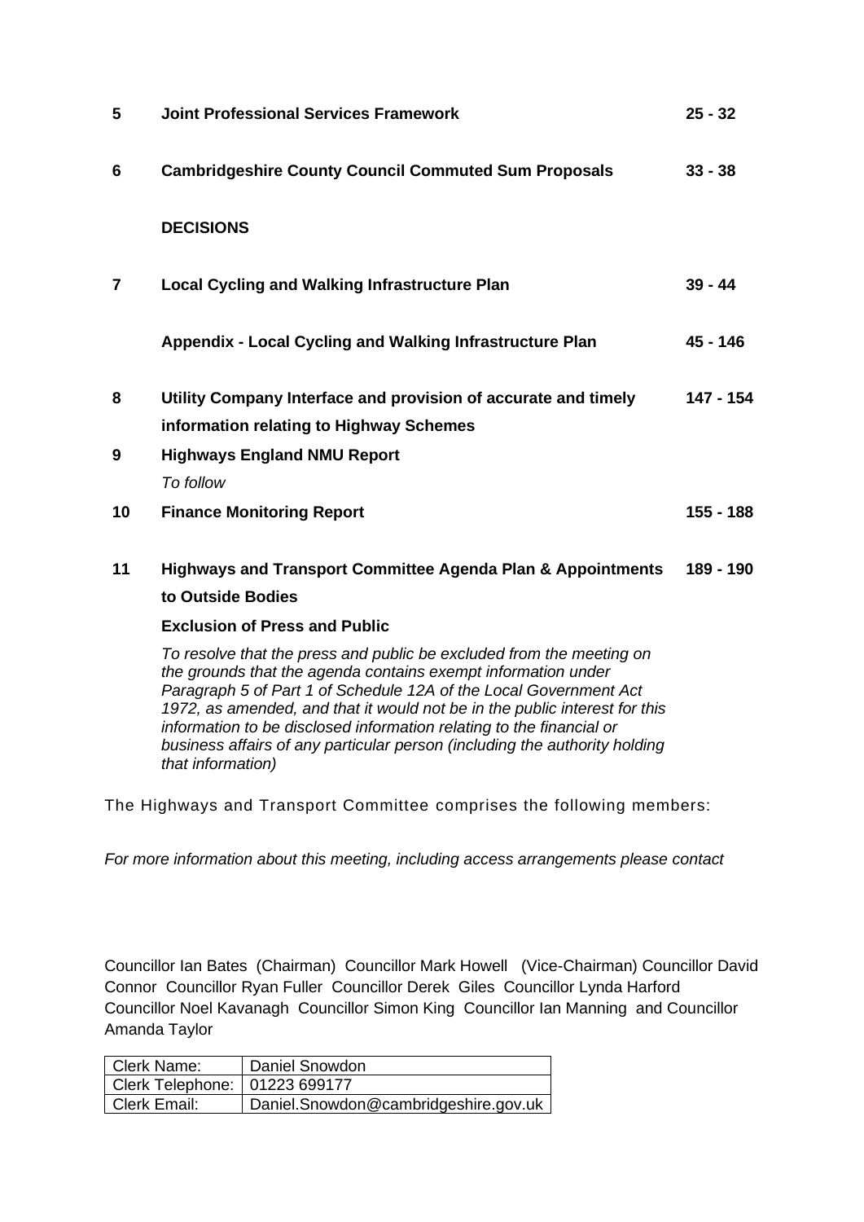| | | |
|---|---|---|
| **5** | **Joint Professional Services Framework** | **25 - 32** |
| **6** | **Cambridgeshire County Council Commuted Sum Proposals** | **33 - 38** |
| | **DECISIONS** | |
| **7** | **Local Cycling and Walking Infrastructure Plan** | **39 - 44** |
| | **Appendix - Local Cycling and Walking Infrastructure Plan** | **45 - 146** |
| **8** | **Utility Company Interface and provision of accurate and timely information relating to Highway Schemes** | **147 - 154** |
| **9** | **Highways England NMU Report** *To follow* | |
| **10** | **Finance Monitoring Report** | **155 - 188** |
| **11** | **Highways and Transport Committee Agenda Plan & Appointments to Outside Bodies** | **189 - 190** |

**Exclusion of Press and Public**

*To resolve that the press and public be excluded from the meeting on the grounds that the agenda contains exempt information under Paragraph 5 of Part 1 of Schedule 12A of the Local Government Act 1972, as amended, and that it would not be in the public interest for this information to be disclosed information relating to the financial or business affairs of any particular person (including the authority holding that information)*

The Highways and Transport Committee comprises the following members:

*For more information about this meeting, including access arrangements please contact*

Councillor Ian Bates (Chairman) Councillor Mark Howell (Vice-Chairman) Councillor David Connor Councillor Ryan Fuller Councillor Derek Giles Councillor Lynda Harford Councillor Noel Kavanagh Councillor Simon King Councillor Ian Manning and Councillor Amanda Taylor

| | |
|---|---|
| Clerk Name: | Daniel Snowdon |
| Clerk Telephone: | 01223 699177 |
| Clerk Email: | Daniel.Snowdon@cambridgeshire.gov.uk |